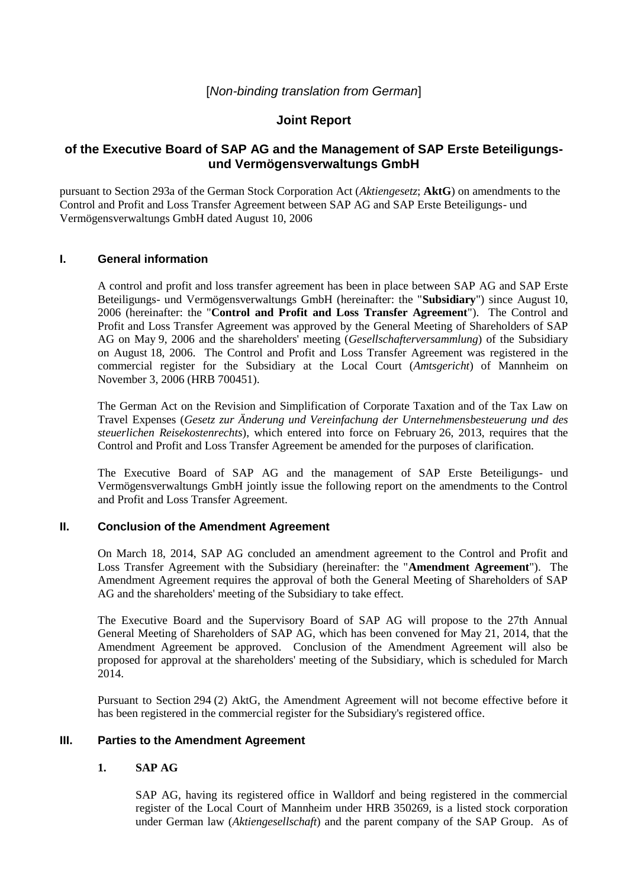[*Non-binding translation from German*]

# Joint Report

## of the Executive Board of SAP AG and the Management of SAP Erste Beteiligungs- und Vermögensverwaltungs GmbH

pursuant to Section 293a of the German Stock Corporation Act (*Aktiengesetz*; **AktG**) on amendments to the Control and Profit and Loss Transfer Agreement between SAP AG and SAP Erste Beteiligungs- und Vermögensverwaltungs GmbH dated August 10, 2006

### I. General information

A control and profit and loss transfer agreement has been in place between SAP AG and SAP Erste Beteiligungs- und Vermögensverwaltungs GmbH (hereinafter: the "**Subsidiary**") since August 10, 2006 (hereinafter: the "**Control and Profit and Loss Transfer Agreement**"). The Control and Profit and Loss Transfer Agreement was approved by the General Meeting of Shareholders of SAP AG on May 9, 2006 and the shareholders' meeting (*Gesellschafterversammlung*) of the Subsidiary on August 18, 2006. The Control and Profit and Loss Transfer Agreement was registered in the commercial register for the Subsidiary at the Local Court (*Amtsgericht*) of Mannheim on November 3, 2006 (HRB 700451).

The German Act on the Revision and Simplification of Corporate Taxation and of the Tax Law on Travel Expenses (*Gesetz zur Änderung und Vereinfachung der Unternehmensbesteuerung und des steuerlichen Reisekostenrechts*), which entered into force on February 26, 2013, requires that the Control and Profit and Loss Transfer Agreement be amended for the purposes of clarification.

The Executive Board of SAP AG and the management of SAP Erste Beteiligungs- und Vermögensverwaltungs GmbH jointly issue the following report on the amendments to the Control and Profit and Loss Transfer Agreement.

### II. Conclusion of the Amendment Agreement

On March 18, 2014, SAP AG concluded an amendment agreement to the Control and Profit and Loss Transfer Agreement with the Subsidiary (hereinafter: the "**Amendment Agreement**"). The Amendment Agreement requires the approval of both the General Meeting of Shareholders of SAP AG and the shareholders' meeting of the Subsidiary to take effect.

The Executive Board and the Supervisory Board of SAP AG will propose to the 27th Annual General Meeting of Shareholders of SAP AG, which has been convened for May 21, 2014, that the Amendment Agreement be approved. Conclusion of the Amendment Agreement will also be proposed for approval at the shareholders' meeting of the Subsidiary, which is scheduled for March 2014.

Pursuant to Section 294 (2) AktG, the Amendment Agreement will not become effective before it has been registered in the commercial register for the Subsidiary's registered office.

### III. Parties to the Amendment Agreement

#### 1. SAP AG

SAP AG, having its registered office in Walldorf and being registered in the commercial register of the Local Court of Mannheim under HRB 350269, is a listed stock corporation under German law (*Aktiengesellschaft*) and the parent company of the SAP Group. As of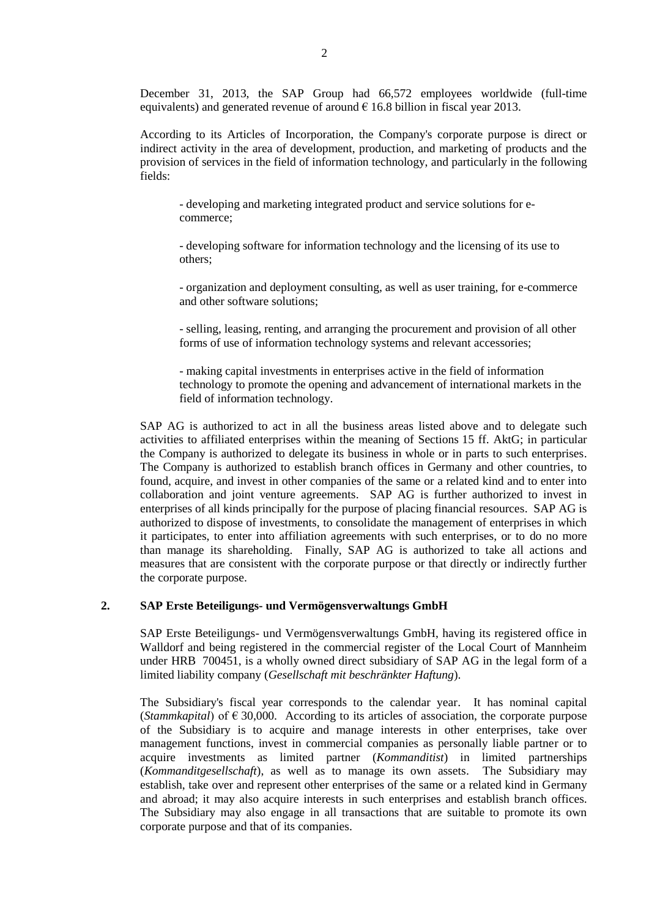December 31, 2013, the SAP Group had 66,572 employees worldwide (full-time equivalents) and generated revenue of around € 16.8 billion in fiscal year 2013.

According to its Articles of Incorporation, the Company's corporate purpose is direct or indirect activity in the area of development, production, and marketing of products and the provision of services in the field of information technology, and particularly in the following fields:

- developing and marketing integrated product and service solutions for e-commerce;

- developing software for information technology and the licensing of its use to others;

- organization and deployment consulting, as well as user training, for e-commerce and other software solutions;

- selling, leasing, renting, and arranging the procurement and provision of all other forms of use of information technology systems and relevant accessories;

- making capital investments in enterprises active in the field of information technology to promote the opening and advancement of international markets in the field of information technology.

SAP AG is authorized to act in all the business areas listed above and to delegate such activities to affiliated enterprises within the meaning of Sections 15 ff. AktG; in particular the Company is authorized to delegate its business in whole or in parts to such enterprises. The Company is authorized to establish branch offices in Germany and other countries, to found, acquire, and invest in other companies of the same or a related kind and to enter into collaboration and joint venture agreements. SAP AG is further authorized to invest in enterprises of all kinds principally for the purpose of placing financial resources. SAP AG is authorized to dispose of investments, to consolidate the management of enterprises in which it participates, to enter into affiliation agreements with such enterprises, or to do no more than manage its shareholding. Finally, SAP AG is authorized to take all actions and measures that are consistent with the corporate purpose or that directly or indirectly further the corporate purpose.

## 2. SAP Erste Beteiligungs- und Vermögensverwaltungs GmbH

SAP Erste Beteiligungs- und Vermögensverwaltungs GmbH, having its registered office in Walldorf and being registered in the commercial register of the Local Court of Mannheim under HRB 700451, is a wholly owned direct subsidiary of SAP AG in the legal form of a limited liability company (*Gesellschaft mit beschränkter Haftung*).

The Subsidiary's fiscal year corresponds to the calendar year. It has nominal capital (*Stammkapital*) of € 30,000. According to its articles of association, the corporate purpose of the Subsidiary is to acquire and manage interests in other enterprises, take over management functions, invest in commercial companies as personally liable partner or to acquire investments as limited partner (*Kommanditist*) in limited partnerships (*Kommanditgesellschaft*), as well as to manage its own assets. The Subsidiary may establish, take over and represent other enterprises of the same or a related kind in Germany and abroad; it may also acquire interests in such enterprises and establish branch offices. The Subsidiary may also engage in all transactions that are suitable to promote its own corporate purpose and that of its companies.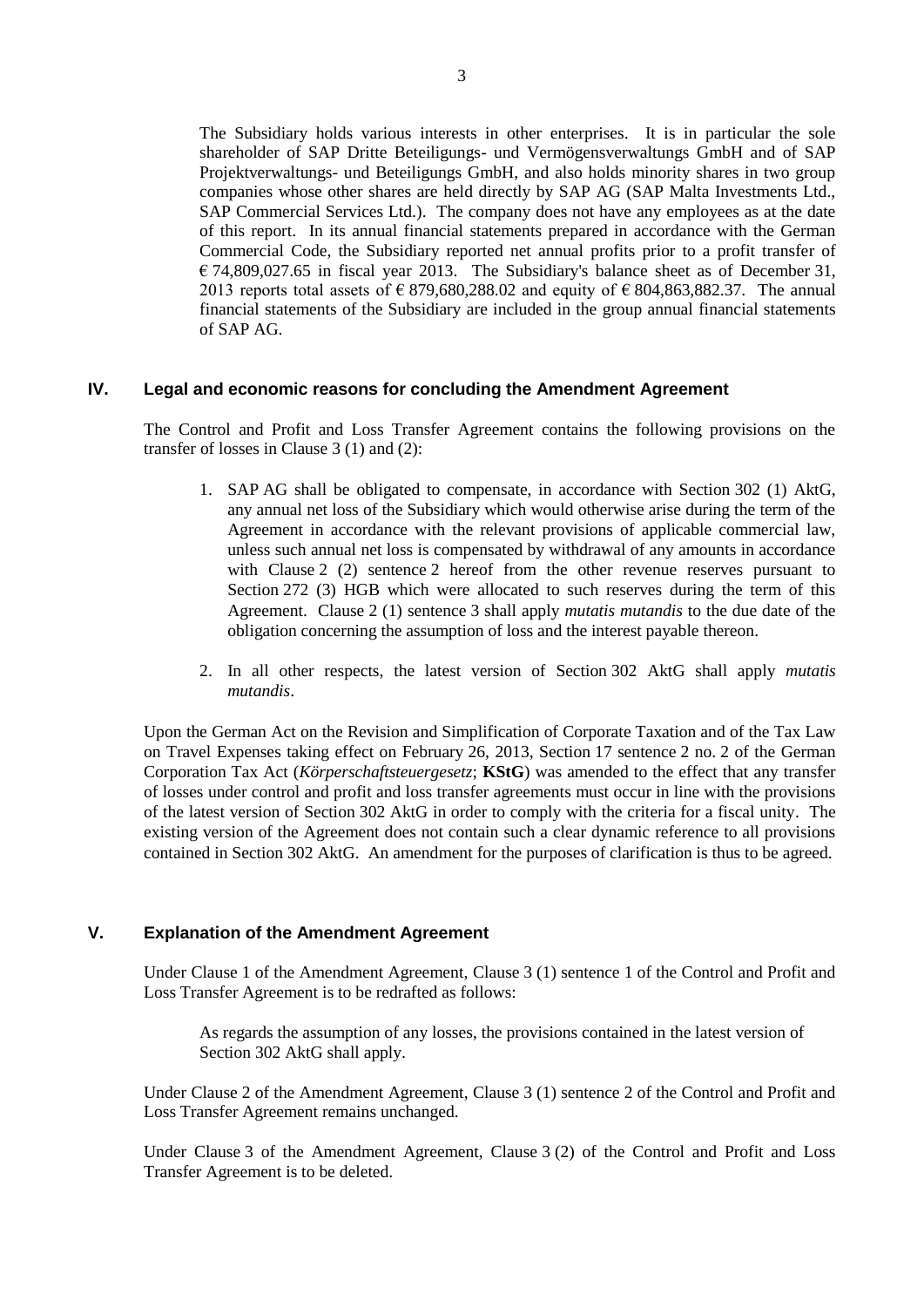The Subsidiary holds various interests in other enterprises. It is in particular the sole shareholder of SAP Dritte Beteiligungs- und Vermögensverwaltungs GmbH and of SAP Projektverwaltungs- und Beteiligungs GmbH, and also holds minority shares in two group companies whose other shares are held directly by SAP AG (SAP Malta Investments Ltd., SAP Commercial Services Ltd.). The company does not have any employees as at the date of this report. In its annual financial statements prepared in accordance with the German Commercial Code, the Subsidiary reported net annual profits prior to a profit transfer of € 74,809,027.65 in fiscal year 2013. The Subsidiary's balance sheet as of December 31, 2013 reports total assets of € 879,680,288.02 and equity of € 804,863,882.37. The annual financial statements of the Subsidiary are included in the group annual financial statements of SAP AG.

## IV. Legal and economic reasons for concluding the Amendment Agreement

The Control and Profit and Loss Transfer Agreement contains the following provisions on the transfer of losses in Clause 3 (1) and (2):

1. SAP AG shall be obligated to compensate, in accordance with Section 302 (1) AktG, any annual net loss of the Subsidiary which would otherwise arise during the term of the Agreement in accordance with the relevant provisions of applicable commercial law, unless such annual net loss is compensated by withdrawal of any amounts in accordance with Clause 2 (2) sentence 2 hereof from the other revenue reserves pursuant to Section 272 (3) HGB which were allocated to such reserves during the term of this Agreement. Clause 2 (1) sentence 3 shall apply *mutatis mutandis* to the due date of the obligation concerning the assumption of loss and the interest payable thereon.

2. In all other respects, the latest version of Section 302 AktG shall apply *mutatis mutandis*.

Upon the German Act on the Revision and Simplification of Corporate Taxation and of the Tax Law on Travel Expenses taking effect on February 26, 2013, Section 17 sentence 2 no. 2 of the German Corporation Tax Act (*Körperschaftsteuergesetz*; **KStG**) was amended to the effect that any transfer of losses under control and profit and loss transfer agreements must occur in line with the provisions of the latest version of Section 302 AktG in order to comply with the criteria for a fiscal unity. The existing version of the Agreement does not contain such a clear dynamic reference to all provisions contained in Section 302 AktG. An amendment for the purposes of clarification is thus to be agreed.

## V. Explanation of the Amendment Agreement

Under Clause 1 of the Amendment Agreement, Clause 3 (1) sentence 1 of the Control and Profit and Loss Transfer Agreement is to be redrafted as follows:

> As regards the assumption of any losses, the provisions contained in the latest version of Section 302 AktG shall apply.

Under Clause 2 of the Amendment Agreement, Clause 3 (1) sentence 2 of the Control and Profit and Loss Transfer Agreement remains unchanged.

Under Clause 3 of the Amendment Agreement, Clause 3 (2) of the Control and Profit and Loss Transfer Agreement is to be deleted.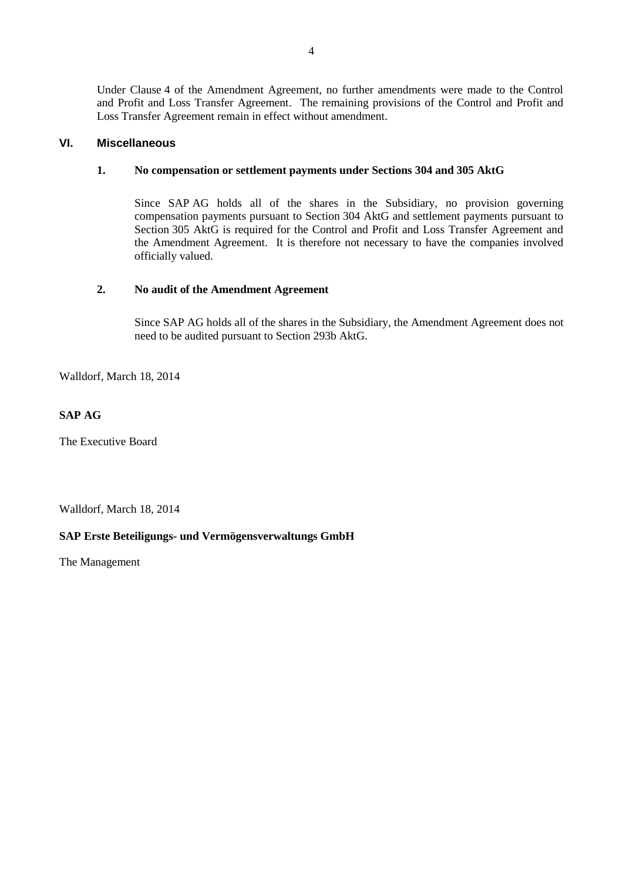Under Clause 4 of the Amendment Agreement, no further amendments were made to the Control and Profit and Loss Transfer Agreement. The remaining provisions of the Control and Profit and Loss Transfer Agreement remain in effect without amendment.

## VI. Miscellaneous

### 1. No compensation or settlement payments under Sections 304 and 305 AktG

Since SAP AG holds all of the shares in the Subsidiary, no provision governing compensation payments pursuant to Section 304 AktG and settlement payments pursuant to Section 305 AktG is required for the Control and Profit and Loss Transfer Agreement and the Amendment Agreement. It is therefore not necessary to have the companies involved officially valued.

### 2. No audit of the Amendment Agreement

Since SAP AG holds all of the shares in the Subsidiary, the Amendment Agreement does not need to be audited pursuant to Section 293b AktG.

Walldorf, March 18, 2014

**SAP AG**

The Executive Board

Walldorf, March 18, 2014

**SAP Erste Beteiligungs- und Vermögensverwaltungs GmbH**

The Management